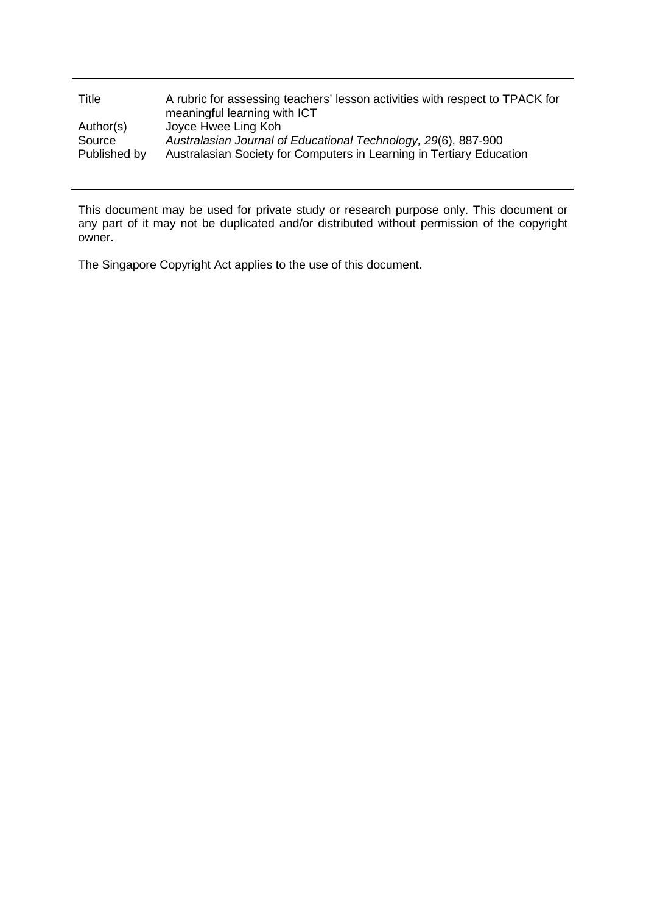| Title | A rubric for assessing teachers' lesson activities with respect to TPACK for meaningful learning with ICT |
|---|---|
| Author(s) | Joyce Hwee Ling Koh |
| Source | *Australasian Journal of Educational Technology, 29*(6), 887-900 |
| Published by | Australasian Society for Computers in Learning in Tertiary Education |

This document may be used for private study or research purpose only. This document or any part of it may not be duplicated and/or distributed without permission of the copyright owner.

The Singapore Copyright Act applies to the use of this document.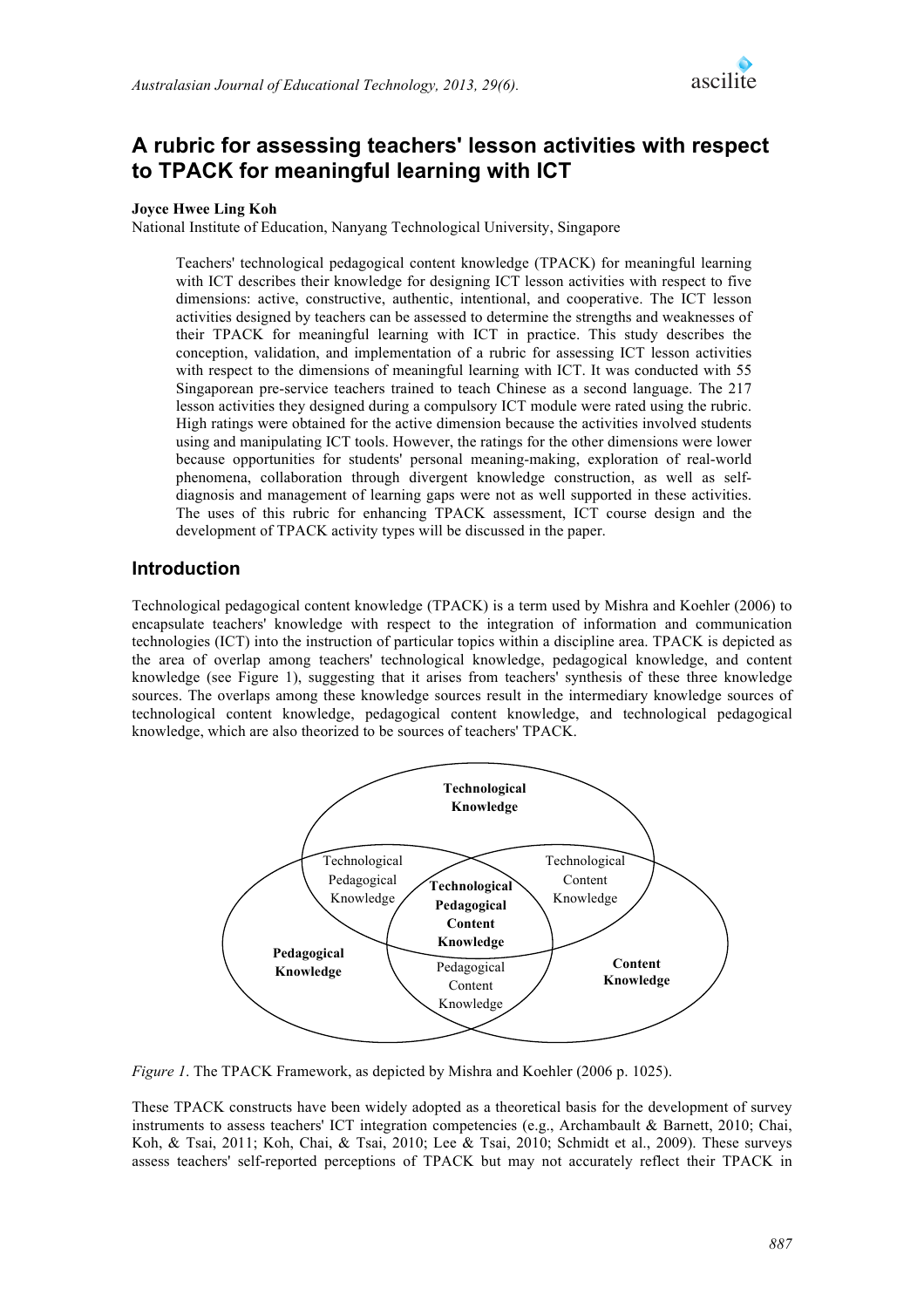# A rubric for assessing teachers' lesson activities with respect to TPACK for meaningful learning with ICT

**Joyce Hwee Ling Koh**
National Institute of Education, Nanyang Technological University, Singapore

> Teachers' technological pedagogical content knowledge (TPACK) for meaningful learning with ICT describes their knowledge for designing ICT lesson activities with respect to five dimensions: active, constructive, authentic, intentional, and cooperative. The ICT lesson activities designed by teachers can be assessed to determine the strengths and weaknesses of their TPACK for meaningful learning with ICT in practice. This study describes the conception, validation, and implementation of a rubric for assessing ICT lesson activities with respect to the dimensions of meaningful learning with ICT. It was conducted with 55 Singaporean pre-service teachers trained to teach Chinese as a second language. The 217 lesson activities they designed during a compulsory ICT module were rated using the rubric. High ratings were obtained for the active dimension because the activities involved students using and manipulating ICT tools. However, the ratings for the other dimensions were lower because opportunities for students' personal meaning-making, exploration of real-world phenomena, collaboration through divergent knowledge construction, as well as self-diagnosis and management of learning gaps were not as well supported in these activities. The uses of this rubric for enhancing TPACK assessment, ICT course design and the development of TPACK activity types will be discussed in the paper.

## Introduction

Technological pedagogical content knowledge (TPACK) is a term used by Mishra and Koehler (2006) to encapsulate teachers' knowledge with respect to the integration of information and communication technologies (ICT) into the instruction of particular topics within a discipline area. TPACK is depicted as the area of overlap among teachers' technological knowledge, pedagogical knowledge, and content knowledge (see Figure 1), suggesting that it arises from teachers' synthesis of these three knowledge sources. The overlaps among these knowledge sources result in the intermediary knowledge sources of technological content knowledge, pedagogical content knowledge, and technological pedagogical knowledge, which are also theorized to be sources of teachers' TPACK.

*Figure 1*. The TPACK Framework, as depicted by Mishra and Koehler (2006 p. 1025).

These TPACK constructs have been widely adopted as a theoretical basis for the development of survey instruments to assess teachers' ICT integration competencies (e.g., Archambault & Barnett, 2010; Chai, Koh, & Tsai, 2011; Koh, Chai, & Tsai, 2010; Lee & Tsai, 2010; Schmidt et al., 2009). These surveys assess teachers' self-reported perceptions of TPACK but may not accurately reflect their TPACK in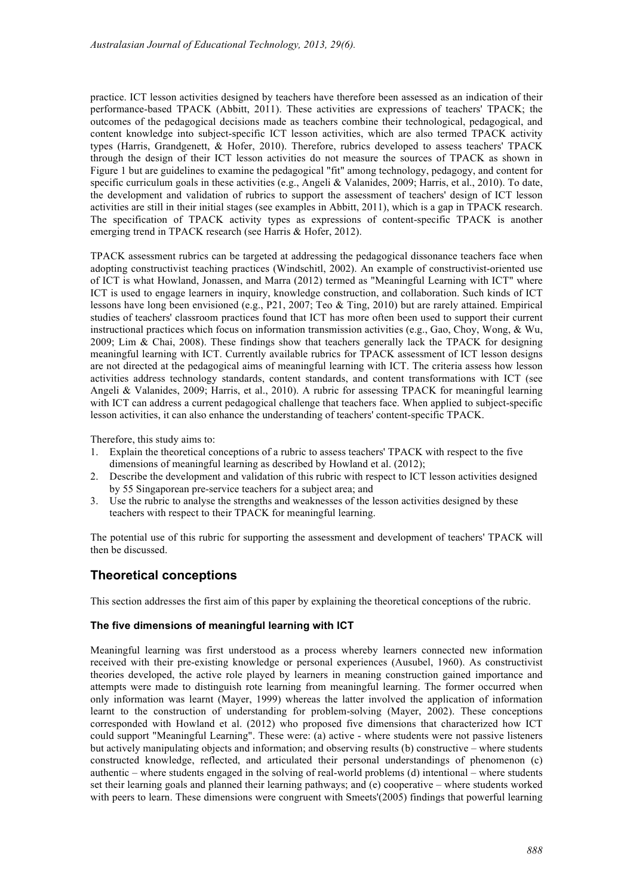practice. ICT lesson activities designed by teachers have therefore been assessed as an indication of their performance-based TPACK (Abbitt, 2011). These activities are expressions of teachers' TPACK; the outcomes of the pedagogical decisions made as teachers combine their technological, pedagogical, and content knowledge into subject-specific ICT lesson activities, which are also termed TPACK activity types (Harris, Grandgenett, & Hofer, 2010). Therefore, rubrics developed to assess teachers' TPACK through the design of their ICT lesson activities do not measure the sources of TPACK as shown in Figure 1 but are guidelines to examine the pedagogical "fit" among technology, pedagogy, and content for specific curriculum goals in these activities (e.g., Angeli & Valanides, 2009; Harris, et al., 2010). To date, the development and validation of rubrics to support the assessment of teachers' design of ICT lesson activities are still in their initial stages (see examples in Abbitt, 2011), which is a gap in TPACK research. The specification of TPACK activity types as expressions of content-specific TPACK is another emerging trend in TPACK research (see Harris & Hofer, 2012).

TPACK assessment rubrics can be targeted at addressing the pedagogical dissonance teachers face when adopting constructivist teaching practices (Windschitl, 2002). An example of constructivist-oriented use of ICT is what Howland, Jonassen, and Marra (2012) termed as "Meaningful Learning with ICT" where ICT is used to engage learners in inquiry, knowledge construction, and collaboration. Such kinds of ICT lessons have long been envisioned (e.g., P21, 2007; Teo & Ting, 2010) but are rarely attained. Empirical studies of teachers' classroom practices found that ICT has more often been used to support their current instructional practices which focus on information transmission activities (e.g., Gao, Choy, Wong, & Wu, 2009; Lim & Chai, 2008). These findings show that teachers generally lack the TPACK for designing meaningful learning with ICT. Currently available rubrics for TPACK assessment of ICT lesson designs are not directed at the pedagogical aims of meaningful learning with ICT. The criteria assess how lesson activities address technology standards, content standards, and content transformations with ICT (see Angeli & Valanides, 2009; Harris, et al., 2010). A rubric for assessing TPACK for meaningful learning with ICT can address a current pedagogical challenge that teachers face. When applied to subject-specific lesson activities, it can also enhance the understanding of teachers' content-specific TPACK.

Therefore, this study aims to:

1. Explain the theoretical conceptions of a rubric to assess teachers' TPACK with respect to the five dimensions of meaningful learning as described by Howland et al. (2012);
2. Describe the development and validation of this rubric with respect to ICT lesson activities designed by 55 Singaporean pre-service teachers for a subject area; and
3. Use the rubric to analyse the strengths and weaknesses of the lesson activities designed by these teachers with respect to their TPACK for meaningful learning.

The potential use of this rubric for supporting the assessment and development of teachers' TPACK will then be discussed.

## Theoretical conceptions

This section addresses the first aim of this paper by explaining the theoretical conceptions of the rubric.

### The five dimensions of meaningful learning with ICT

Meaningful learning was first understood as a process whereby learners connected new information received with their pre-existing knowledge or personal experiences (Ausubel, 1960). As constructivist theories developed, the active role played by learners in meaning construction gained importance and attempts were made to distinguish rote learning from meaningful learning. The former occurred when only information was learnt (Mayer, 1999) whereas the latter involved the application of information learnt to the construction of understanding for problem-solving (Mayer, 2002). These conceptions corresponded with Howland et al. (2012) who proposed five dimensions that characterized how ICT could support "Meaningful Learning". These were: (a) active - where students were not passive listeners but actively manipulating objects and information; and observing results (b) constructive – where students constructed knowledge, reflected, and articulated their personal understandings of phenomenon (c) authentic – where students engaged in the solving of real-world problems (d) intentional – where students set their learning goals and planned their learning pathways; and (e) cooperative – where students worked with peers to learn. These dimensions were congruent with Smeets'(2005) findings that powerful learning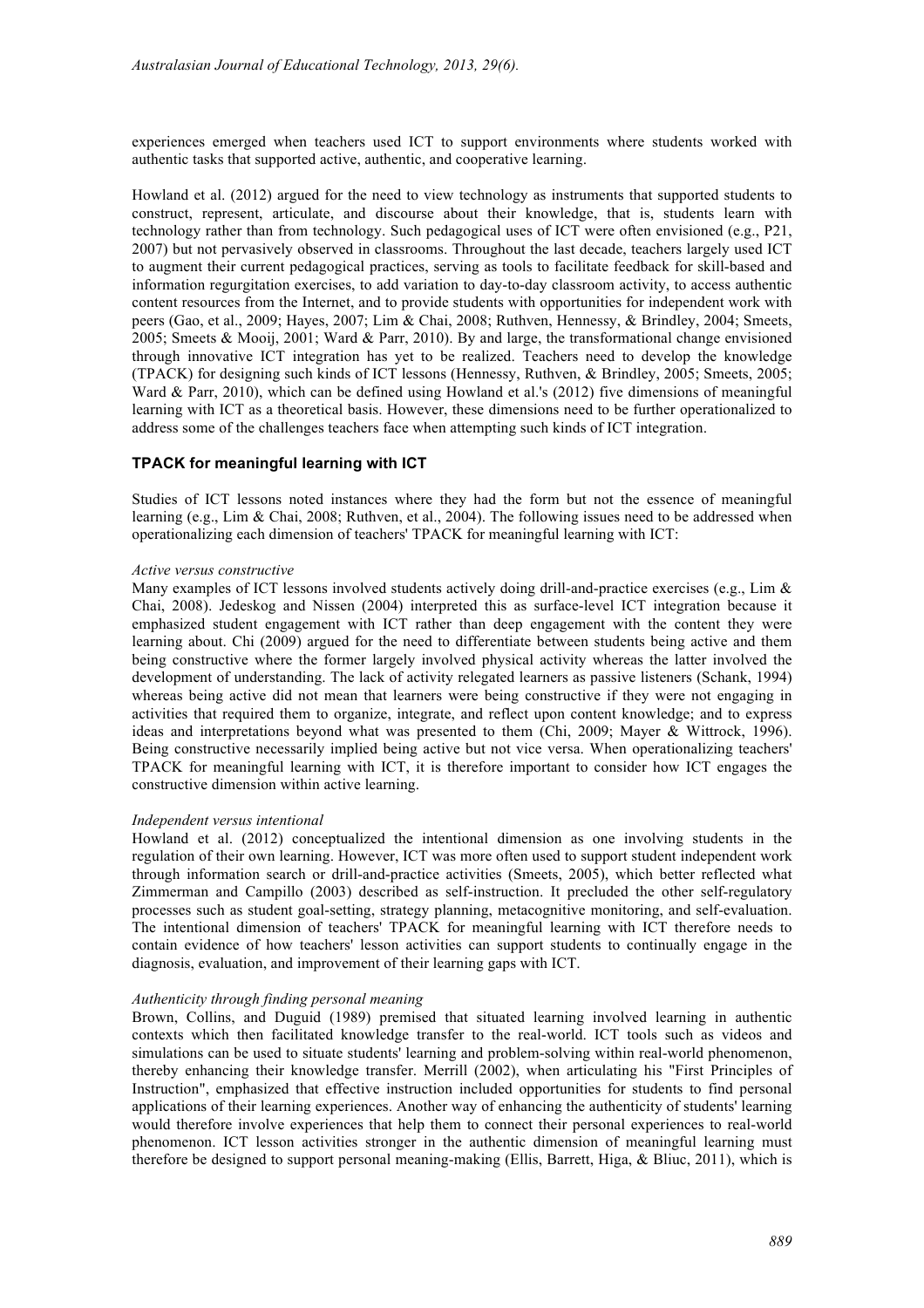experiences emerged when teachers used ICT to support environments where students worked with authentic tasks that supported active, authentic, and cooperative learning.

Howland et al. (2012) argued for the need to view technology as instruments that supported students to construct, represent, articulate, and discourse about their knowledge, that is, students learn with technology rather than from technology. Such pedagogical uses of ICT were often envisioned (e.g., P21, 2007) but not pervasively observed in classrooms. Throughout the last decade, teachers largely used ICT to augment their current pedagogical practices, serving as tools to facilitate feedback for skill-based and information regurgitation exercises, to add variation to day-to-day classroom activity, to access authentic content resources from the Internet, and to provide students with opportunities for independent work with peers (Gao, et al., 2009; Hayes, 2007; Lim & Chai, 2008; Ruthven, Hennessy, & Brindley, 2004; Smeets, 2005; Smeets & Mooij, 2001; Ward & Parr, 2010). By and large, the transformational change envisioned through innovative ICT integration has yet to be realized. Teachers need to develop the knowledge (TPACK) for designing such kinds of ICT lessons (Hennessy, Ruthven, & Brindley, 2005; Smeets, 2005; Ward & Parr, 2010), which can be defined using Howland et al.'s (2012) five dimensions of meaningful learning with ICT as a theoretical basis. However, these dimensions need to be further operationalized to address some of the challenges teachers face when attempting such kinds of ICT integration.

## TPACK for meaningful learning with ICT

Studies of ICT lessons noted instances where they had the form but not the essence of meaningful learning (e.g., Lim & Chai, 2008; Ruthven, et al., 2004). The following issues need to be addressed when operationalizing each dimension of teachers' TPACK for meaningful learning with ICT:

*Active versus constructive*

Many examples of ICT lessons involved students actively doing drill-and-practice exercises (e.g., Lim & Chai, 2008). Jedeskog and Nissen (2004) interpreted this as surface-level ICT integration because it emphasized student engagement with ICT rather than deep engagement with the content they were learning about. Chi (2009) argued for the need to differentiate between students being active and them being constructive where the former largely involved physical activity whereas the latter involved the development of understanding. The lack of activity relegated learners as passive listeners (Schank, 1994) whereas being active did not mean that learners were being constructive if they were not engaging in activities that required them to organize, integrate, and reflect upon content knowledge; and to express ideas and interpretations beyond what was presented to them (Chi, 2009; Mayer & Wittrock, 1996). Being constructive necessarily implied being active but not vice versa. When operationalizing teachers' TPACK for meaningful learning with ICT, it is therefore important to consider how ICT engages the constructive dimension within active learning.

*Independent versus intentional*

Howland et al. (2012) conceptualized the intentional dimension as one involving students in the regulation of their own learning. However, ICT was more often used to support student independent work through information search or drill-and-practice activities (Smeets, 2005), which better reflected what Zimmerman and Campillo (2003) described as self-instruction. It precluded the other self-regulatory processes such as student goal-setting, strategy planning, metacognitive monitoring, and self-evaluation. The intentional dimension of teachers' TPACK for meaningful learning with ICT therefore needs to contain evidence of how teachers' lesson activities can support students to continually engage in the diagnosis, evaluation, and improvement of their learning gaps with ICT.

*Authenticity through finding personal meaning*

Brown, Collins, and Duguid (1989) premised that situated learning involved learning in authentic contexts which then facilitated knowledge transfer to the real-world. ICT tools such as videos and simulations can be used to situate students' learning and problem-solving within real-world phenomenon, thereby enhancing their knowledge transfer. Merrill (2002), when articulating his "First Principles of Instruction", emphasized that effective instruction included opportunities for students to find personal applications of their learning experiences. Another way of enhancing the authenticity of students' learning would therefore involve experiences that help them to connect their personal experiences to real-world phenomenon. ICT lesson activities stronger in the authentic dimension of meaningful learning must therefore be designed to support personal meaning-making (Ellis, Barrett, Higa, & Bliuc, 2011), which is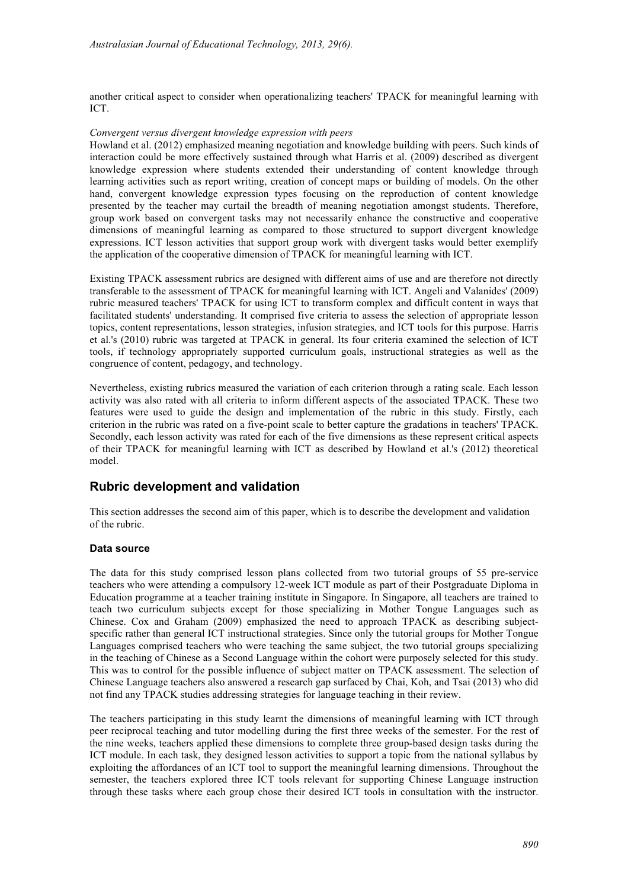another critical aspect to consider when operationalizing teachers' TPACK for meaningful learning with ICT.

*Convergent versus divergent knowledge expression with peers*

Howland et al. (2012) emphasized meaning negotiation and knowledge building with peers. Such kinds of interaction could be more effectively sustained through what Harris et al. (2009) described as divergent knowledge expression where students extended their understanding of content knowledge through learning activities such as report writing, creation of concept maps or building of models. On the other hand, convergent knowledge expression types focusing on the reproduction of content knowledge presented by the teacher may curtail the breadth of meaning negotiation amongst students. Therefore, group work based on convergent tasks may not necessarily enhance the constructive and cooperative dimensions of meaningful learning as compared to those structured to support divergent knowledge expressions. ICT lesson activities that support group work with divergent tasks would better exemplify the application of the cooperative dimension of TPACK for meaningful learning with ICT.

Existing TPACK assessment rubrics are designed with different aims of use and are therefore not directly transferable to the assessment of TPACK for meaningful learning with ICT. Angeli and Valanides' (2009) rubric measured teachers' TPACK for using ICT to transform complex and difficult content in ways that facilitated students' understanding. It comprised five criteria to assess the selection of appropriate lesson topics, content representations, lesson strategies, infusion strategies, and ICT tools for this purpose. Harris et al.'s (2010) rubric was targeted at TPACK in general. Its four criteria examined the selection of ICT tools, if technology appropriately supported curriculum goals, instructional strategies as well as the congruence of content, pedagogy, and technology.

Nevertheless, existing rubrics measured the variation of each criterion through a rating scale. Each lesson activity was also rated with all criteria to inform different aspects of the associated TPACK. These two features were used to guide the design and implementation of the rubric in this study. Firstly, each criterion in the rubric was rated on a five-point scale to better capture the gradations in teachers' TPACK. Secondly, each lesson activity was rated for each of the five dimensions as these represent critical aspects of their TPACK for meaningful learning with ICT as described by Howland et al.'s (2012) theoretical model.

## Rubric development and validation

This section addresses the second aim of this paper, which is to describe the development and validation of the rubric.

### Data source

The data for this study comprised lesson plans collected from two tutorial groups of 55 pre-service teachers who were attending a compulsory 12-week ICT module as part of their Postgraduate Diploma in Education programme at a teacher training institute in Singapore. In Singapore, all teachers are trained to teach two curriculum subjects except for those specializing in Mother Tongue Languages such as Chinese. Cox and Graham (2009) emphasized the need to approach TPACK as describing subject-specific rather than general ICT instructional strategies. Since only the tutorial groups for Mother Tongue Languages comprised teachers who were teaching the same subject, the two tutorial groups specializing in the teaching of Chinese as a Second Language within the cohort were purposely selected for this study. This was to control for the possible influence of subject matter on TPACK assessment. The selection of Chinese Language teachers also answered a research gap surfaced by Chai, Koh, and Tsai (2013) who did not find any TPACK studies addressing strategies for language teaching in their review.

The teachers participating in this study learnt the dimensions of meaningful learning with ICT through peer reciprocal teaching and tutor modelling during the first three weeks of the semester. For the rest of the nine weeks, teachers applied these dimensions to complete three group-based design tasks during the ICT module. In each task, they designed lesson activities to support a topic from the national syllabus by exploiting the affordances of an ICT tool to support the meaningful learning dimensions. Throughout the semester, the teachers explored three ICT tools relevant for supporting Chinese Language instruction through these tasks where each group chose their desired ICT tools in consultation with the instructor.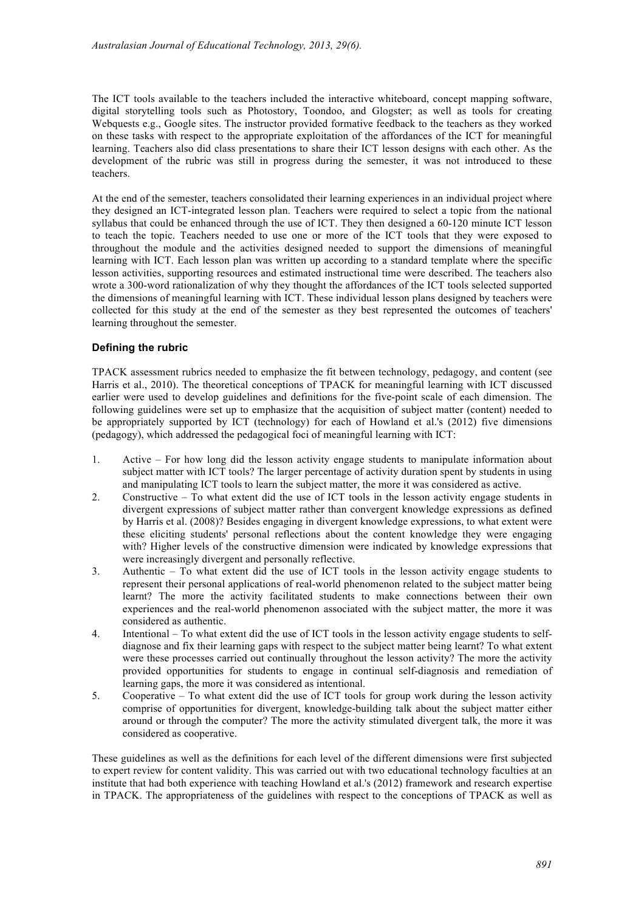The ICT tools available to the teachers included the interactive whiteboard, concept mapping software, digital storytelling tools such as Photostory, Toondoo, and Glogster; as well as tools for creating Webquests e.g., Google sites. The instructor provided formative feedback to the teachers as they worked on these tasks with respect to the appropriate exploitation of the affordances of the ICT for meaningful learning. Teachers also did class presentations to share their ICT lesson designs with each other. As the development of the rubric was still in progress during the semester, it was not introduced to these teachers.

At the end of the semester, teachers consolidated their learning experiences in an individual project where they designed an ICT-integrated lesson plan. Teachers were required to select a topic from the national syllabus that could be enhanced through the use of ICT. They then designed a 60-120 minute ICT lesson to teach the topic. Teachers needed to use one or more of the ICT tools that they were exposed to throughout the module and the activities designed needed to support the dimensions of meaningful learning with ICT. Each lesson plan was written up according to a standard template where the specific lesson activities, supporting resources and estimated instructional time were described. The teachers also wrote a 300-word rationalization of why they thought the affordances of the ICT tools selected supported the dimensions of meaningful learning with ICT. These individual lesson plans designed by teachers were collected for this study at the end of the semester as they best represented the outcomes of teachers' learning throughout the semester.

### Defining the rubric

TPACK assessment rubrics needed to emphasize the fit between technology, pedagogy, and content (see Harris et al., 2010). The theoretical conceptions of TPACK for meaningful learning with ICT discussed earlier were used to develop guidelines and definitions for the five-point scale of each dimension. The following guidelines were set up to emphasize that the acquisition of subject matter (content) needed to be appropriately supported by ICT (technology) for each of Howland et al.'s (2012) five dimensions (pedagogy), which addressed the pedagogical foci of meaningful learning with ICT:

1. Active – For how long did the lesson activity engage students to manipulate information about subject matter with ICT tools? The larger percentage of activity duration spent by students in using and manipulating ICT tools to learn the subject matter, the more it was considered as active.
2. Constructive – To what extent did the use of ICT tools in the lesson activity engage students in divergent expressions of subject matter rather than convergent knowledge expressions as defined by Harris et al. (2008)? Besides engaging in divergent knowledge expressions, to what extent were these eliciting students' personal reflections about the content knowledge they were engaging with? Higher levels of the constructive dimension were indicated by knowledge expressions that were increasingly divergent and personally reflective.
3. Authentic – To what extent did the use of ICT tools in the lesson activity engage students to represent their personal applications of real-world phenomenon related to the subject matter being learnt? The more the activity facilitated students to make connections between their own experiences and the real-world phenomenon associated with the subject matter, the more it was considered as authentic.
4. Intentional – To what extent did the use of ICT tools in the lesson activity engage students to self-diagnose and fix their learning gaps with respect to the subject matter being learnt? To what extent were these processes carried out continually throughout the lesson activity? The more the activity provided opportunities for students to engage in continual self-diagnosis and remediation of learning gaps, the more it was considered as intentional.
5. Cooperative – To what extent did the use of ICT tools for group work during the lesson activity comprise of opportunities for divergent, knowledge-building talk about the subject matter either around or through the computer? The more the activity stimulated divergent talk, the more it was considered as cooperative.

These guidelines as well as the definitions for each level of the different dimensions were first subjected to expert review for content validity. This was carried out with two educational technology faculties at an institute that had both experience with teaching Howland et al.'s (2012) framework and research expertise in TPACK. The appropriateness of the guidelines with respect to the conceptions of TPACK as well as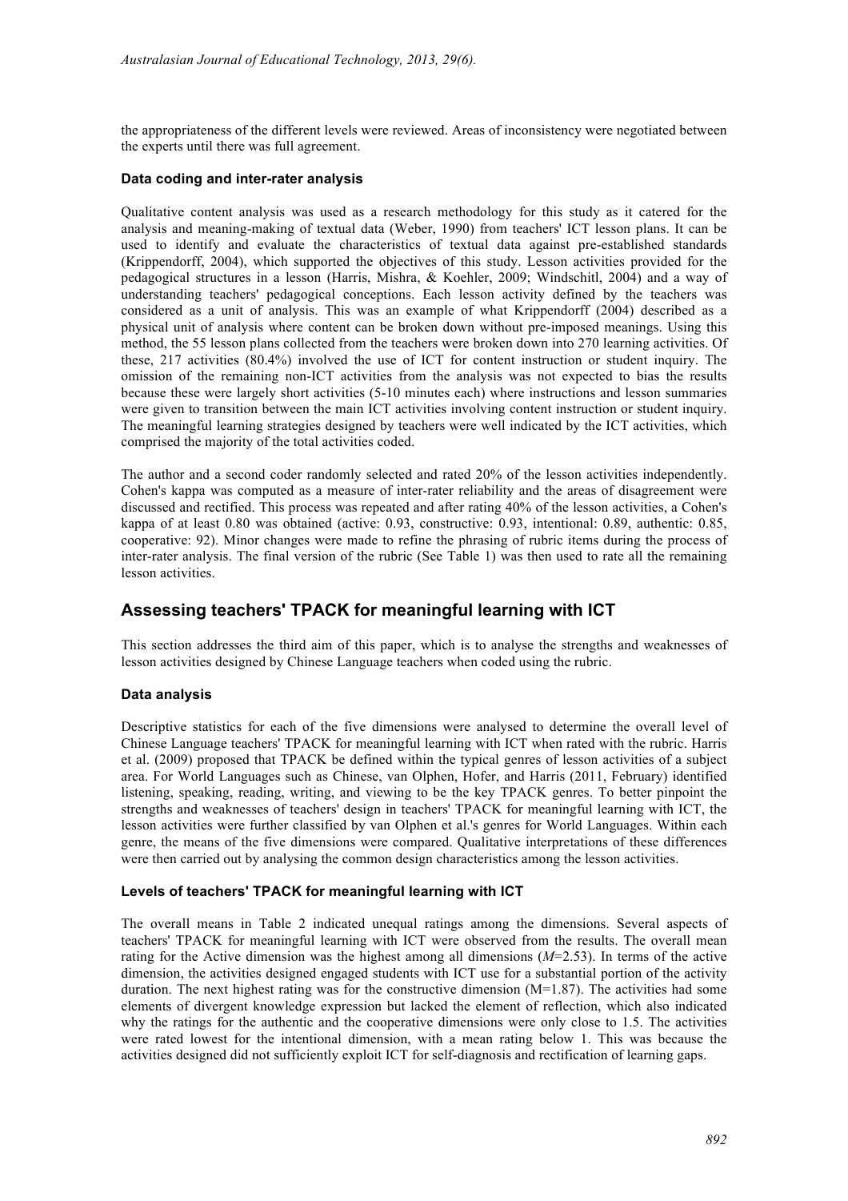the appropriateness of the different levels were reviewed. Areas of inconsistency were negotiated between the experts until there was full agreement.

### Data coding and inter-rater analysis

Qualitative content analysis was used as a research methodology for this study as it catered for the analysis and meaning-making of textual data (Weber, 1990) from teachers' ICT lesson plans. It can be used to identify and evaluate the characteristics of textual data against pre-established standards (Krippendorff, 2004), which supported the objectives of this study. Lesson activities provided for the pedagogical structures in a lesson (Harris, Mishra, & Koehler, 2009; Windschitl, 2004) and a way of understanding teachers' pedagogical conceptions. Each lesson activity defined by the teachers was considered as a unit of analysis. This was an example of what Krippendorff (2004) described as a physical unit of analysis where content can be broken down without pre-imposed meanings. Using this method, the 55 lesson plans collected from the teachers were broken down into 270 learning activities. Of these, 217 activities (80.4%) involved the use of ICT for content instruction or student inquiry. The omission of the remaining non-ICT activities from the analysis was not expected to bias the results because these were largely short activities (5-10 minutes each) where instructions and lesson summaries were given to transition between the main ICT activities involving content instruction or student inquiry. The meaningful learning strategies designed by teachers were well indicated by the ICT activities, which comprised the majority of the total activities coded.

The author and a second coder randomly selected and rated 20% of the lesson activities independently. Cohen's kappa was computed as a measure of inter-rater reliability and the areas of disagreement were discussed and rectified. This process was repeated and after rating 40% of the lesson activities, a Cohen's kappa of at least 0.80 was obtained (active: 0.93, constructive: 0.93, intentional: 0.89, authentic: 0.85, cooperative: 92). Minor changes were made to refine the phrasing of rubric items during the process of inter-rater analysis. The final version of the rubric (See Table 1) was then used to rate all the remaining lesson activities.

## Assessing teachers' TPACK for meaningful learning with ICT

This section addresses the third aim of this paper, which is to analyse the strengths and weaknesses of lesson activities designed by Chinese Language teachers when coded using the rubric.

### Data analysis

Descriptive statistics for each of the five dimensions were analysed to determine the overall level of Chinese Language teachers' TPACK for meaningful learning with ICT when rated with the rubric. Harris et al. (2009) proposed that TPACK be defined within the typical genres of lesson activities of a subject area. For World Languages such as Chinese, van Olphen, Hofer, and Harris (2011, February) identified listening, speaking, reading, writing, and viewing to be the key TPACK genres. To better pinpoint the strengths and weaknesses of teachers' design in teachers' TPACK for meaningful learning with ICT, the lesson activities were further classified by van Olphen et al.'s genres for World Languages. Within each genre, the means of the five dimensions were compared. Qualitative interpretations of these differences were then carried out by analysing the common design characteristics among the lesson activities.

### Levels of teachers' TPACK for meaningful learning with ICT

The overall means in Table 2 indicated unequal ratings among the dimensions. Several aspects of teachers' TPACK for meaningful learning with ICT were observed from the results. The overall mean rating for the Active dimension was the highest among all dimensions ($M$=2.53). In terms of the active dimension, the activities designed engaged students with ICT use for a substantial portion of the activity duration. The next highest rating was for the constructive dimension (M=1.87). The activities had some elements of divergent knowledge expression but lacked the element of reflection, which also indicated why the ratings for the authentic and the cooperative dimensions were only close to 1.5. The activities were rated lowest for the intentional dimension, with a mean rating below 1. This was because the activities designed did not sufficiently exploit ICT for self-diagnosis and rectification of learning gaps.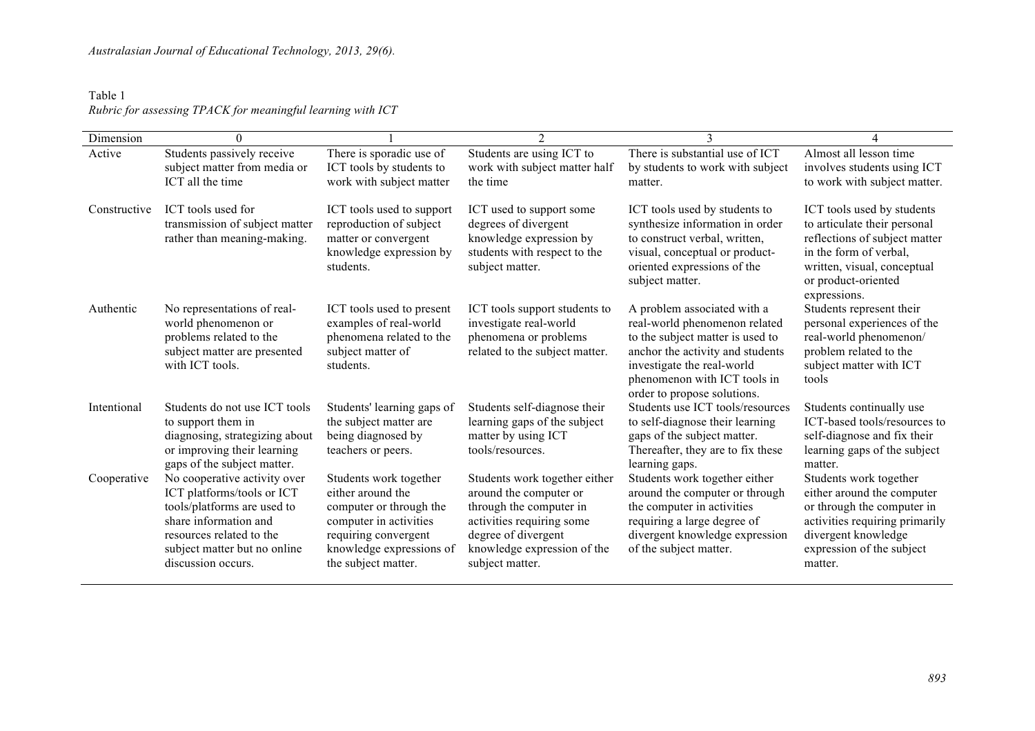Table 1

*Rubric for assessing TPACK for meaningful learning with ICT*

| Dimension | 0 | 1 | 2 | 3 | 4 |
|---|---|---|---|---|---|
| Active | Students passively receive subject matter from media or ICT all the time | There is sporadic use of ICT tools by students to work with subject matter | Students are using ICT to work with subject matter half the time | There is substantial use of ICT by students to work with subject matter. | Almost all lesson time involves students using ICT to work with subject matter. |
| Constructive | ICT tools used for transmission of subject matter rather than meaning-making. | ICT tools used to support reproduction of subject matter or convergent knowledge expression by students. | ICT used to support some degrees of divergent knowledge expression by students with respect to the subject matter. | ICT tools used by students to synthesize information in order to construct verbal, written, visual, conceptual or product-oriented expressions of the subject matter. | ICT tools used by students to articulate their personal reflections of subject matter in the form of verbal, written, visual, conceptual or product-oriented expressions. |
| Authentic | No representations of real-world phenomenon or problems related to the subject matter are presented with ICT tools. | ICT tools used to present examples of real-world phenomena related to the subject matter of students. | ICT tools support students to investigate real-world phenomena or problems related to the subject matter. | A problem associated with a real-world phenomenon related to the subject matter is used to anchor the activity and students investigate the real-world phenomenon with ICT tools in order to propose solutions. | Students represent their personal experiences of the real-world phenomenon/ problem related to the subject matter with ICT tools |
| Intentional | Students do not use ICT tools to support them in diagnosing, strategizing about or improving their learning gaps of the subject matter. | Students' learning gaps of the subject matter are being diagnosed by teachers or peers. | Students self-diagnose their learning gaps of the subject matter by using ICT tools/resources. | Students use ICT tools/resources to self-diagnose their learning gaps of the subject matter. Thereafter, they are to fix these learning gaps. | Students continually use ICT-based tools/resources to self-diagnose and fix their learning gaps of the subject matter. |
| Cooperative | No cooperative activity over ICT platforms/tools or ICT tools/platforms are used to share information and resources related to the subject matter but no online discussion occurs. | Students work together either around the computer or through the computer in activities requiring convergent knowledge expressions of the subject matter. | Students work together either around the computer or through the computer in activities requiring some degree of divergent knowledge expression of the subject matter. | Students work together either around the computer or through the computer in activities requiring a large degree of divergent knowledge expression of the subject matter. | Students work together either around the computer or through the computer in activities requiring primarily divergent knowledge expression of the subject matter. |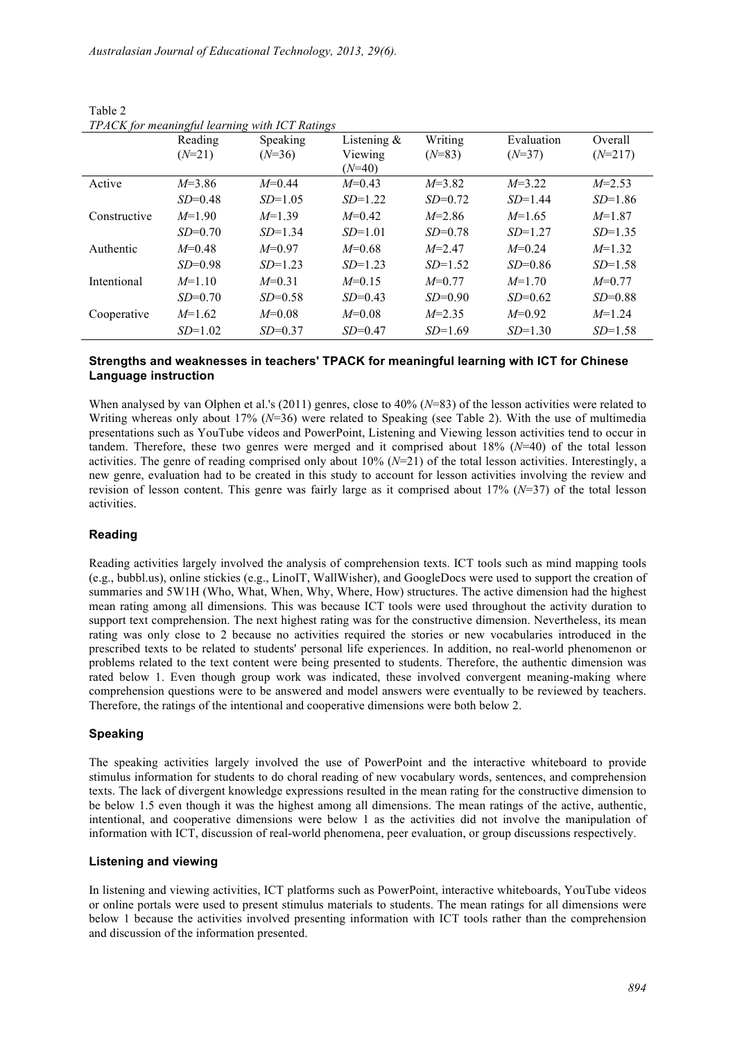Table 2
*TPACK for meaningful learning with ICT Ratings*

| | Reading ($N$=21) | Speaking ($N$=36) | Listening & Viewing ($N$=40) | Writing ($N$=83) | Evaluation ($N$=37) | Overall ($N$=217) |
|---|---|---|---|---|---|---|
| Active | $M$=3.86 | $M$=0.44 | $M$=0.43 | $M$=3.82 | $M$=3.22 | $M$=2.53 |
| | $SD$=0.48 | $SD$=1.05 | $SD$=1.22 | $SD$=0.72 | $SD$=1.44 | $SD$=1.86 |
| Constructive | $M$=1.90 | $M$=1.39 | $M$=0.42 | $M$=2.86 | $M$=1.65 | $M$=1.87 |
| | $SD$=0.70 | $SD$=1.34 | $SD$=1.01 | $SD$=0.78 | $SD$=1.27 | $SD$=1.35 |
| Authentic | $M$=0.48 | $M$=0.97 | $M$=0.68 | $M$=2.47 | $M$=0.24 | $M$=1.32 |
| | $SD$=0.98 | $SD$=1.23 | $SD$=1.23 | $SD$=1.52 | $SD$=0.86 | $SD$=1.58 |
| Intentional | $M$=1.10 | $M$=0.31 | $M$=0.15 | $M$=0.77 | $M$=1.70 | $M$=0.77 |
| | $SD$=0.70 | $SD$=0.58 | $SD$=0.43 | $SD$=0.90 | $SD$=0.62 | $SD$=0.88 |
| Cooperative | $M$=1.62 | $M$=0.08 | $M$=0.08 | $M$=2.35 | $M$=0.92 | $M$=1.24 |
| | $SD$=1.02 | $SD$=0.37 | $SD$=0.47 | $SD$=1.69 | $SD$=1.30 | $SD$=1.58 |

### Strengths and weaknesses in teachers' TPACK for meaningful learning with ICT for Chinese Language instruction

When analysed by van Olphen et al.'s (2011) genres, close to 40% ($N$=83) of the lesson activities were related to Writing whereas only about 17% ($N$=36) were related to Speaking (see Table 2). With the use of multimedia presentations such as YouTube videos and PowerPoint, Listening and Viewing lesson activities tend to occur in tandem. Therefore, these two genres were merged and it comprised about 18% ($N$=40) of the total lesson activities. The genre of reading comprised only about 10% ($N$=21) of the total lesson activities. Interestingly, a new genre, evaluation had to be created in this study to account for lesson activities involving the review and revision of lesson content. This genre was fairly large as it comprised about 17% ($N$=37) of the total lesson activities.

### Reading

Reading activities largely involved the analysis of comprehension texts. ICT tools such as mind mapping tools (e.g., bubbl.us), online stickies (e.g., LinoIT, WallWisher), and GoogleDocs were used to support the creation of summaries and 5W1H (Who, What, When, Why, Where, How) structures. The active dimension had the highest mean rating among all dimensions. This was because ICT tools were used throughout the activity duration to support text comprehension. The next highest rating was for the constructive dimension. Nevertheless, its mean rating was only close to 2 because no activities required the stories or new vocabularies introduced in the prescribed texts to be related to students' personal life experiences. In addition, no real-world phenomenon or problems related to the text content were being presented to students. Therefore, the authentic dimension was rated below 1. Even though group work was indicated, these involved convergent meaning-making where comprehension questions were to be answered and model answers were eventually to be reviewed by teachers. Therefore, the ratings of the intentional and cooperative dimensions were both below 2.

### Speaking

The speaking activities largely involved the use of PowerPoint and the interactive whiteboard to provide stimulus information for students to do choral reading of new vocabulary words, sentences, and comprehension texts. The lack of divergent knowledge expressions resulted in the mean rating for the constructive dimension to be below 1.5 even though it was the highest among all dimensions. The mean ratings of the active, authentic, intentional, and cooperative dimensions were below 1 as the activities did not involve the manipulation of information with ICT, discussion of real-world phenomena, peer evaluation, or group discussions respectively.

### Listening and viewing

In listening and viewing activities, ICT platforms such as PowerPoint, interactive whiteboards, YouTube videos or online portals were used to present stimulus materials to students. The mean ratings for all dimensions were below 1 because the activities involved presenting information with ICT tools rather than the comprehension and discussion of the information presented.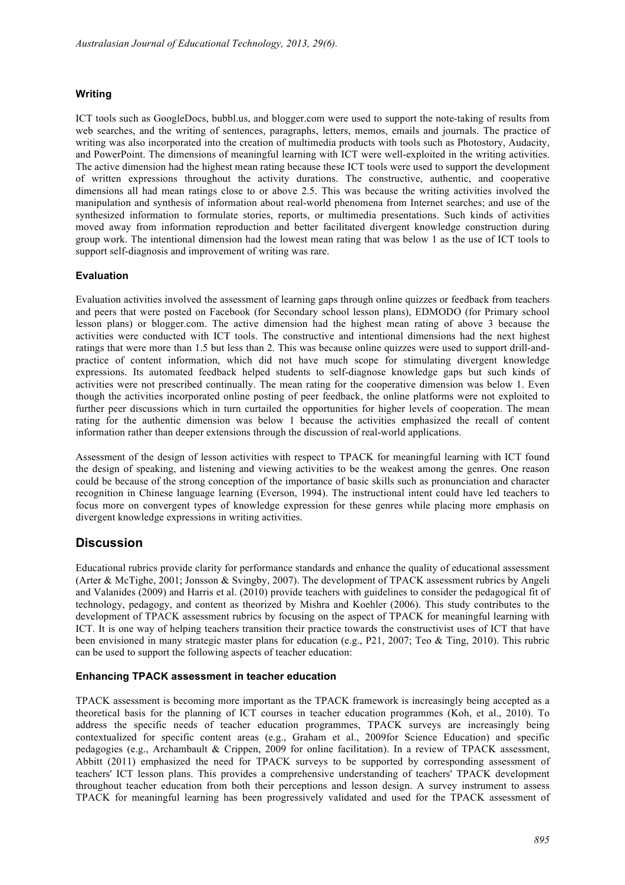### Writing

ICT tools such as GoogleDocs, bubbl.us, and blogger.com were used to support the note-taking of results from web searches, and the writing of sentences, paragraphs, letters, memos, emails and journals. The practice of writing was also incorporated into the creation of multimedia products with tools such as Photostory, Audacity, and PowerPoint. The dimensions of meaningful learning with ICT were well-exploited in the writing activities. The active dimension had the highest mean rating because these ICT tools were used to support the development of written expressions throughout the activity durations. The constructive, authentic, and cooperative dimensions all had mean ratings close to or above 2.5. This was because the writing activities involved the manipulation and synthesis of information about real-world phenomena from Internet searches; and use of the synthesized information to formulate stories, reports, or multimedia presentations. Such kinds of activities moved away from information reproduction and better facilitated divergent knowledge construction during group work. The intentional dimension had the lowest mean rating that was below 1 as the use of ICT tools to support self-diagnosis and improvement of writing was rare.

### Evaluation

Evaluation activities involved the assessment of learning gaps through online quizzes or feedback from teachers and peers that were posted on Facebook (for Secondary school lesson plans), EDMODO (for Primary school lesson plans) or blogger.com. The active dimension had the highest mean rating of above 3 because the activities were conducted with ICT tools. The constructive and intentional dimensions had the next highest ratings that were more than 1.5 but less than 2. This was because online quizzes were used to support drill-and-practice of content information, which did not have much scope for stimulating divergent knowledge expressions. Its automated feedback helped students to self-diagnose knowledge gaps but such kinds of activities were not prescribed continually. The mean rating for the cooperative dimension was below 1. Even though the activities incorporated online posting of peer feedback, the online platforms were not exploited to further peer discussions which in turn curtailed the opportunities for higher levels of cooperation. The mean rating for the authentic dimension was below 1 because the activities emphasized the recall of content information rather than deeper extensions through the discussion of real-world applications.

Assessment of the design of lesson activities with respect to TPACK for meaningful learning with ICT found the design of speaking, and listening and viewing activities to be the weakest among the genres. One reason could be because of the strong conception of the importance of basic skills such as pronunciation and character recognition in Chinese language learning (Everson, 1994). The instructional intent could have led teachers to focus more on convergent types of knowledge expression for these genres while placing more emphasis on divergent knowledge expressions in writing activities.

## Discussion

Educational rubrics provide clarity for performance standards and enhance the quality of educational assessment (Arter & McTighe, 2001; Jonsson & Svingby, 2007). The development of TPACK assessment rubrics by Angeli and Valanides (2009) and Harris et al. (2010) provide teachers with guidelines to consider the pedagogical fit of technology, pedagogy, and content as theorized by Mishra and Koehler (2006). This study contributes to the development of TPACK assessment rubrics by focusing on the aspect of TPACK for meaningful learning with ICT. It is one way of helping teachers transition their practice towards the constructivist uses of ICT that have been envisioned in many strategic master plans for education (e.g., P21, 2007; Teo & Ting, 2010). This rubric can be used to support the following aspects of teacher education:

### Enhancing TPACK assessment in teacher education

TPACK assessment is becoming more important as the TPACK framework is increasingly being accepted as a theoretical basis for the planning of ICT courses in teacher education programmes (Koh, et al., 2010). To address the specific needs of teacher education programmes, TPACK surveys are increasingly being contextualized for specific content areas (e.g., Graham et al., 2009for Science Education) and specific pedagogies (e.g., Archambault & Crippen, 2009 for online facilitation). In a review of TPACK assessment, Abbitt (2011) emphasized the need for TPACK surveys to be supported by corresponding assessment of teachers' ICT lesson plans. This provides a comprehensive understanding of teachers' TPACK development throughout teacher education from both their perceptions and lesson design. A survey instrument to assess TPACK for meaningful learning has been progressively validated and used for the TPACK assessment of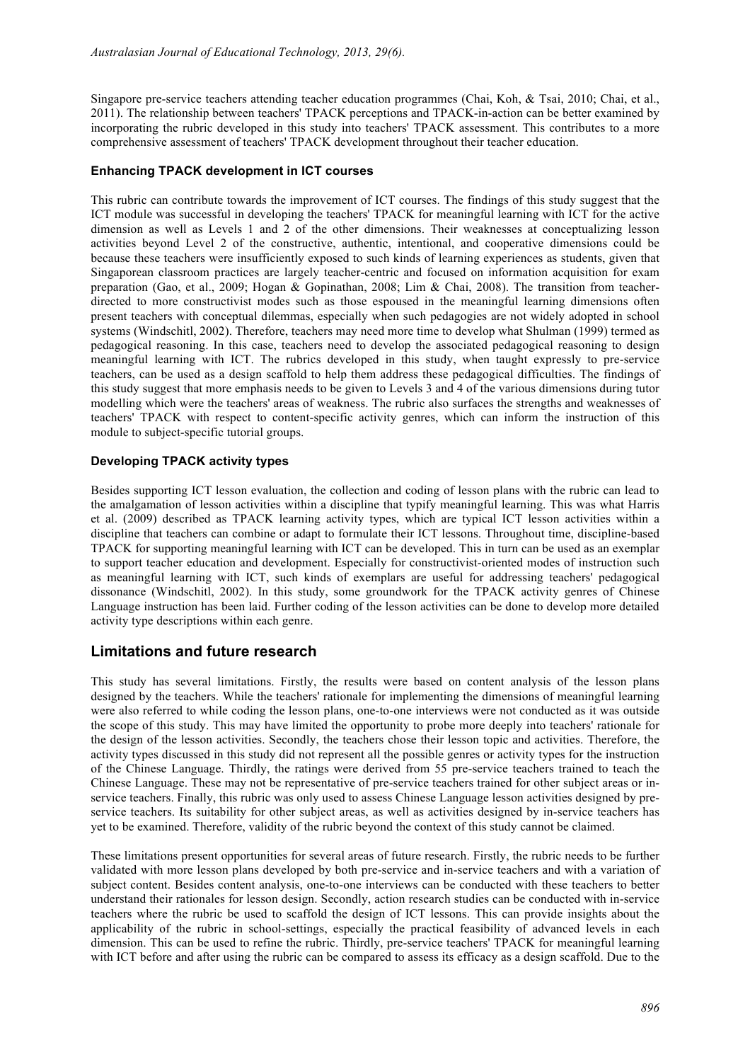Singapore pre-service teachers attending teacher education programmes (Chai, Koh, & Tsai, 2010; Chai, et al., 2011). The relationship between teachers' TPACK perceptions and TPACK-in-action can be better examined by incorporating the rubric developed in this study into teachers' TPACK assessment. This contributes to a more comprehensive assessment of teachers' TPACK development throughout their teacher education.

### Enhancing TPACK development in ICT courses

This rubric can contribute towards the improvement of ICT courses. The findings of this study suggest that the ICT module was successful in developing the teachers' TPACK for meaningful learning with ICT for the active dimension as well as Levels 1 and 2 of the other dimensions. Their weaknesses at conceptualizing lesson activities beyond Level 2 of the constructive, authentic, intentional, and cooperative dimensions could be because these teachers were insufficiently exposed to such kinds of learning experiences as students, given that Singaporean classroom practices are largely teacher-centric and focused on information acquisition for exam preparation (Gao, et al., 2009; Hogan & Gopinathan, 2008; Lim & Chai, 2008). The transition from teacher-directed to more constructivist modes such as those espoused in the meaningful learning dimensions often present teachers with conceptual dilemmas, especially when such pedagogies are not widely adopted in school systems (Windschitl, 2002). Therefore, teachers may need more time to develop what Shulman (1999) termed as pedagogical reasoning. In this case, teachers need to develop the associated pedagogical reasoning to design meaningful learning with ICT. The rubrics developed in this study, when taught expressly to pre-service teachers, can be used as a design scaffold to help them address these pedagogical difficulties. The findings of this study suggest that more emphasis needs to be given to Levels 3 and 4 of the various dimensions during tutor modelling which were the teachers' areas of weakness. The rubric also surfaces the strengths and weaknesses of teachers' TPACK with respect to content-specific activity genres, which can inform the instruction of this module to subject-specific tutorial groups.

### Developing TPACK activity types

Besides supporting ICT lesson evaluation, the collection and coding of lesson plans with the rubric can lead to the amalgamation of lesson activities within a discipline that typify meaningful learning. This was what Harris et al. (2009) described as TPACK learning activity types, which are typical ICT lesson activities within a discipline that teachers can combine or adapt to formulate their ICT lessons. Throughout time, discipline-based TPACK for supporting meaningful learning with ICT can be developed. This in turn can be used as an exemplar to support teacher education and development. Especially for constructivist-oriented modes of instruction such as meaningful learning with ICT, such kinds of exemplars are useful for addressing teachers' pedagogical dissonance (Windschitl, 2002). In this study, some groundwork for the TPACK activity genres of Chinese Language instruction has been laid. Further coding of the lesson activities can be done to develop more detailed activity type descriptions within each genre.

## Limitations and future research

This study has several limitations. Firstly, the results were based on content analysis of the lesson plans designed by the teachers. While the teachers' rationale for implementing the dimensions of meaningful learning were also referred to while coding the lesson plans, one-to-one interviews were not conducted as it was outside the scope of this study. This may have limited the opportunity to probe more deeply into teachers' rationale for the design of the lesson activities. Secondly, the teachers chose their lesson topic and activities. Therefore, the activity types discussed in this study did not represent all the possible genres or activity types for the instruction of the Chinese Language. Thirdly, the ratings were derived from 55 pre-service teachers trained to teach the Chinese Language. These may not be representative of pre-service teachers trained for other subject areas or in-service teachers. Finally, this rubric was only used to assess Chinese Language lesson activities designed by pre-service teachers. Its suitability for other subject areas, as well as activities designed by in-service teachers has yet to be examined. Therefore, validity of the rubric beyond the context of this study cannot be claimed.

These limitations present opportunities for several areas of future research. Firstly, the rubric needs to be further validated with more lesson plans developed by both pre-service and in-service teachers and with a variation of subject content. Besides content analysis, one-to-one interviews can be conducted with these teachers to better understand their rationales for lesson design. Secondly, action research studies can be conducted with in-service teachers where the rubric be used to scaffold the design of ICT lessons. This can provide insights about the applicability of the rubric in school-settings, especially the practical feasibility of advanced levels in each dimension. This can be used to refine the rubric. Thirdly, pre-service teachers' TPACK for meaningful learning with ICT before and after using the rubric can be compared to assess its efficacy as a design scaffold. Due to the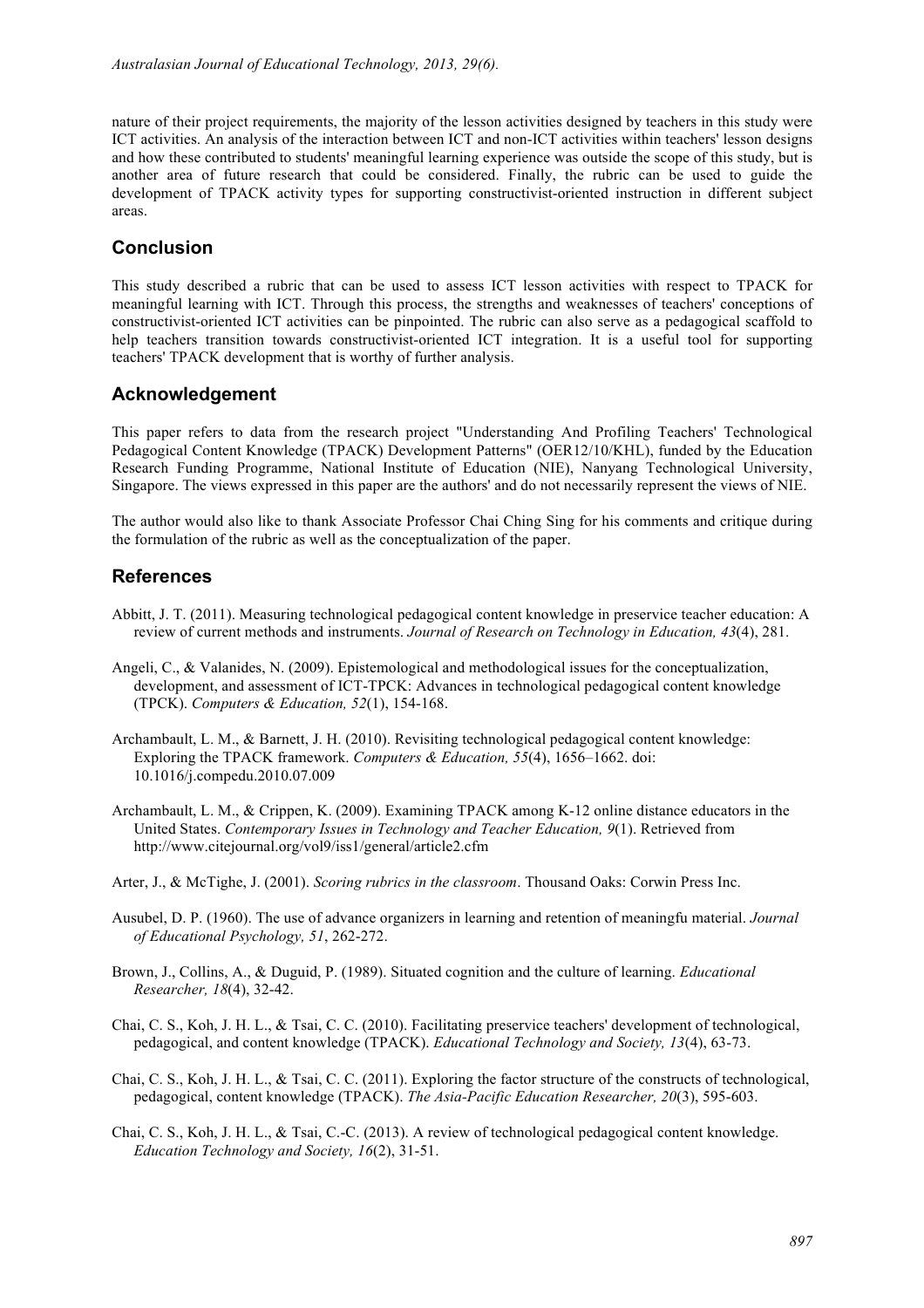nature of their project requirements, the majority of the lesson activities designed by teachers in this study were ICT activities. An analysis of the interaction between ICT and non-ICT activities within teachers' lesson designs and how these contributed to students' meaningful learning experience was outside the scope of this study, but is another area of future research that could be considered. Finally, the rubric can be used to guide the development of TPACK activity types for supporting constructivist-oriented instruction in different subject areas.

## Conclusion

This study described a rubric that can be used to assess ICT lesson activities with respect to TPACK for meaningful learning with ICT. Through this process, the strengths and weaknesses of teachers' conceptions of constructivist-oriented ICT activities can be pinpointed. The rubric can also serve as a pedagogical scaffold to help teachers transition towards constructivist-oriented ICT integration. It is a useful tool for supporting teachers' TPACK development that is worthy of further analysis.

## Acknowledgement

This paper refers to data from the research project "Understanding And Profiling Teachers' Technological Pedagogical Content Knowledge (TPACK) Development Patterns" (OER12/10/KHL), funded by the Education Research Funding Programme, National Institute of Education (NIE), Nanyang Technological University, Singapore. The views expressed in this paper are the authors' and do not necessarily represent the views of NIE.

The author would also like to thank Associate Professor Chai Ching Sing for his comments and critique during the formulation of the rubric as well as the conceptualization of the paper.

## References

Abbitt, J. T. (2011). Measuring technological pedagogical content knowledge in preservice teacher education: A review of current methods and instruments. *Journal of Research on Technology in Education, 43*(4), 281.

Angeli, C., & Valanides, N. (2009). Epistemological and methodological issues for the conceptualization, development, and assessment of ICT-TPCK: Advances in technological pedagogical content knowledge (TPCK). *Computers & Education, 52*(1), 154-168.

Archambault, L. M., & Barnett, J. H. (2010). Revisiting technological pedagogical content knowledge: Exploring the TPACK framework. *Computers & Education, 55*(4), 1656–1662. doi: 10.1016/j.compedu.2010.07.009

Archambault, L. M., & Crippen, K. (2009). Examining TPACK among K-12 online distance educators in the United States. *Contemporary Issues in Technology and Teacher Education, 9*(1). Retrieved from http://www.citejournal.org/vol9/iss1/general/article2.cfm

Arter, J., & McTighe, J. (2001). *Scoring rubrics in the classroom*. Thousand Oaks: Corwin Press Inc.

Ausubel, D. P. (1960). The use of advance organizers in learning and retention of meaningfu material. *Journal of Educational Psychology, 51*, 262-272.

Brown, J., Collins, A., & Duguid, P. (1989). Situated cognition and the culture of learning. *Educational Researcher, 18*(4), 32-42.

Chai, C. S., Koh, J. H. L., & Tsai, C. C. (2010). Facilitating preservice teachers' development of technological, pedagogical, and content knowledge (TPACK). *Educational Technology and Society, 13*(4), 63-73.

Chai, C. S., Koh, J. H. L., & Tsai, C. C. (2011). Exploring the factor structure of the constructs of technological, pedagogical, content knowledge (TPACK). *The Asia-Pacific Education Researcher, 20*(3), 595-603.

Chai, C. S., Koh, J. H. L., & Tsai, C.-C. (2013). A review of technological pedagogical content knowledge. *Education Technology and Society, 16*(2), 31-51.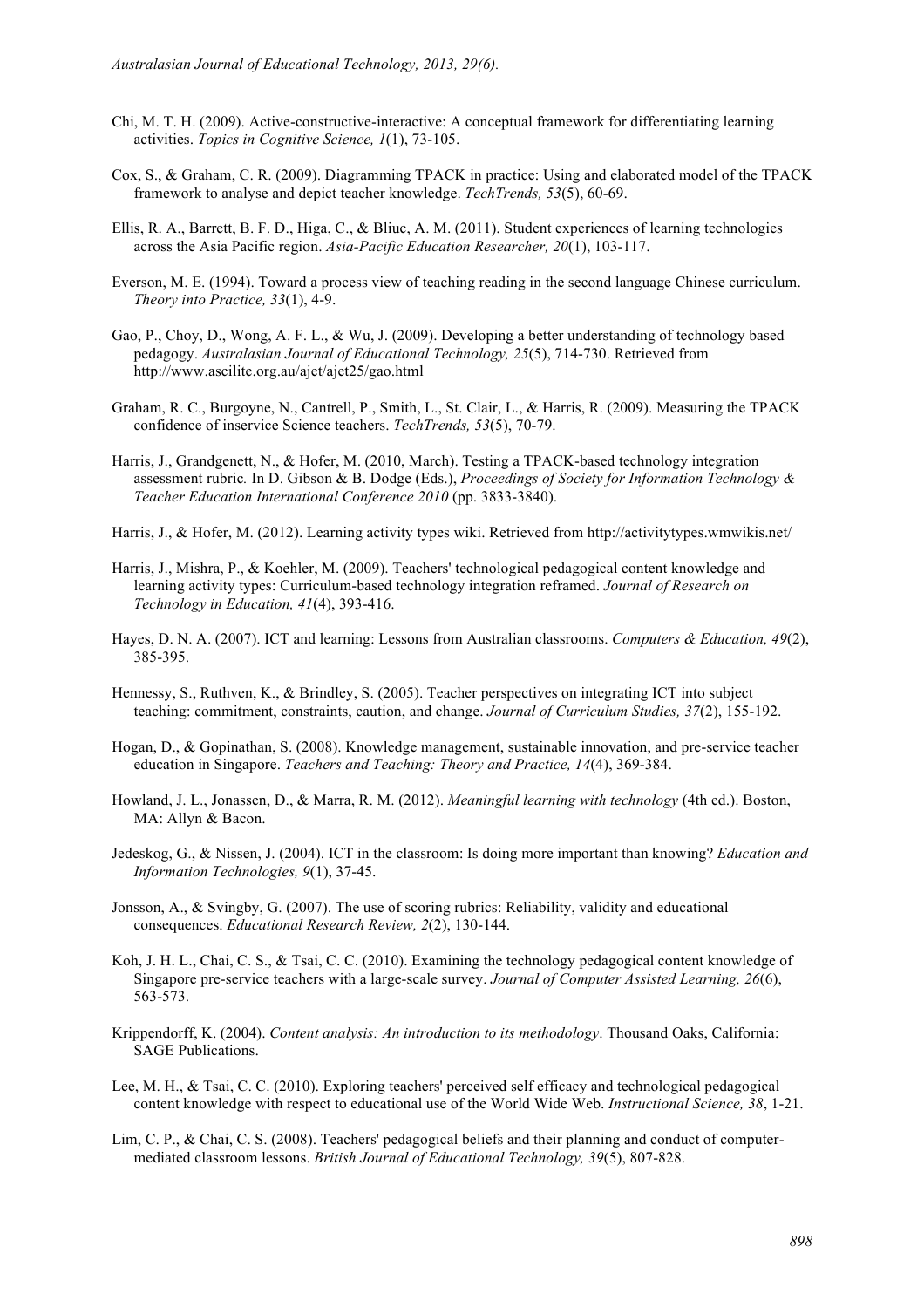Chi, M. T. H. (2009). Active-constructive-interactive: A conceptual framework for differentiating learning activities. *Topics in Cognitive Science, 1*(1), 73-105.

Cox, S., & Graham, C. R. (2009). Diagramming TPACK in practice: Using and elaborated model of the TPACK framework to analyse and depict teacher knowledge. *TechTrends, 53*(5), 60-69.

Ellis, R. A., Barrett, B. F. D., Higa, C., & Bliuc, A. M. (2011). Student experiences of learning technologies across the Asia Pacific region. *Asia-Pacific Education Researcher, 20*(1), 103-117.

Everson, M. E. (1994). Toward a process view of teaching reading in the second language Chinese curriculum. *Theory into Practice, 33*(1), 4-9.

Gao, P., Choy, D., Wong, A. F. L., & Wu, J. (2009). Developing a better understanding of technology based pedagogy. *Australasian Journal of Educational Technology, 25*(5), 714-730. Retrieved from http://www.ascilite.org.au/ajet/ajet25/gao.html

Graham, R. C., Burgoyne, N., Cantrell, P., Smith, L., St. Clair, L., & Harris, R. (2009). Measuring the TPACK confidence of inservice Science teachers. *TechTrends, 53*(5), 70-79.

Harris, J., Grandgenett, N., & Hofer, M. (2010, March). Testing a TPACK-based technology integration assessment rubric. In D. Gibson & B. Dodge (Eds.), *Proceedings of Society for Information Technology & Teacher Education International Conference 2010* (pp. 3833-3840).

Harris, J., & Hofer, M. (2012). Learning activity types wiki. Retrieved from http://activitytypes.wmwikis.net/

Harris, J., Mishra, P., & Koehler, M. (2009). Teachers' technological pedagogical content knowledge and learning activity types: Curriculum-based technology integration reframed. *Journal of Research on Technology in Education, 41*(4), 393-416.

Hayes, D. N. A. (2007). ICT and learning: Lessons from Australian classrooms. *Computers & Education, 49*(2), 385-395.

Hennessy, S., Ruthven, K., & Brindley, S. (2005). Teacher perspectives on integrating ICT into subject teaching: commitment, constraints, caution, and change. *Journal of Curriculum Studies, 37*(2), 155-192.

Hogan, D., & Gopinathan, S. (2008). Knowledge management, sustainable innovation, and pre-service teacher education in Singapore. *Teachers and Teaching: Theory and Practice, 14*(4), 369-384.

Howland, J. L., Jonassen, D., & Marra, R. M. (2012). *Meaningful learning with technology* (4th ed.). Boston, MA: Allyn & Bacon.

Jedeskog, G., & Nissen, J. (2004). ICT in the classroom: Is doing more important than knowing? *Education and Information Technologies, 9*(1), 37-45.

Jonsson, A., & Svingby, G. (2007). The use of scoring rubrics: Reliability, validity and educational consequences. *Educational Research Review, 2*(2), 130-144.

Koh, J. H. L., Chai, C. S., & Tsai, C. C. (2010). Examining the technology pedagogical content knowledge of Singapore pre-service teachers with a large-scale survey. *Journal of Computer Assisted Learning, 26*(6), 563-573.

Krippendorff, K. (2004). *Content analysis: An introduction to its methodology*. Thousand Oaks, California: SAGE Publications.

Lee, M. H., & Tsai, C. C. (2010). Exploring teachers' perceived self efficacy and technological pedagogical content knowledge with respect to educational use of the World Wide Web. *Instructional Science, 38*, 1-21.

Lim, C. P., & Chai, C. S. (2008). Teachers' pedagogical beliefs and their planning and conduct of computer-mediated classroom lessons. *British Journal of Educational Technology, 39*(5), 807-828.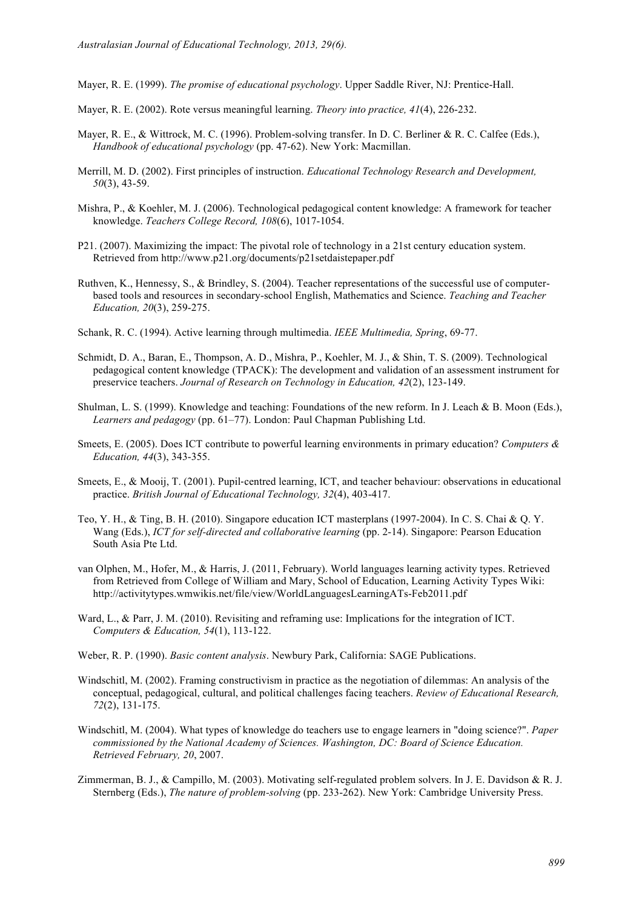Mayer, R. E. (1999). *The promise of educational psychology*. Upper Saddle River, NJ: Prentice-Hall.

Mayer, R. E. (2002). Rote versus meaningful learning. *Theory into practice, 41*(4), 226-232.

Mayer, R. E., & Wittrock, M. C. (1996). Problem-solving transfer. In D. C. Berliner & R. C. Calfee (Eds.), *Handbook of educational psychology* (pp. 47-62). New York: Macmillan.

Merrill, M. D. (2002). First principles of instruction. *Educational Technology Research and Development, 50*(3), 43-59.

Mishra, P., & Koehler, M. J. (2006). Technological pedagogical content knowledge: A framework for teacher knowledge. *Teachers College Record, 108*(6), 1017-1054.

P21. (2007). Maximizing the impact: The pivotal role of technology in a 21st century education system. Retrieved from http://www.p21.org/documents/p21setdaistepaper.pdf

Ruthven, K., Hennessy, S., & Brindley, S. (2004). Teacher representations of the successful use of computer-based tools and resources in secondary-school English, Mathematics and Science. *Teaching and Teacher Education, 20*(3), 259-275.

Schank, R. C. (1994). Active learning through multimedia. *IEEE Multimedia, Spring*, 69-77.

Schmidt, D. A., Baran, E., Thompson, A. D., Mishra, P., Koehler, M. J., & Shin, T. S. (2009). Technological pedagogical content knowledge (TPACK): The development and validation of an assessment instrument for preservice teachers. *Journal of Research on Technology in Education, 42*(2), 123-149.

Shulman, L. S. (1999). Knowledge and teaching: Foundations of the new reform. In J. Leach & B. Moon (Eds.), *Learners and pedagogy* (pp. 61–77). London: Paul Chapman Publishing Ltd.

Smeets, E. (2005). Does ICT contribute to powerful learning environments in primary education? *Computers & Education, 44*(3), 343-355.

Smeets, E., & Mooij, T. (2001). Pupil-centred learning, ICT, and teacher behaviour: observations in educational practice. *British Journal of Educational Technology, 32*(4), 403-417.

Teo, Y. H., & Ting, B. H. (2010). Singapore education ICT masterplans (1997-2004). In C. S. Chai & Q. Y. Wang (Eds.), *ICT for self-directed and collaborative learning* (pp. 2-14). Singapore: Pearson Education South Asia Pte Ltd.

van Olphen, M., Hofer, M., & Harris, J. (2011, February). World languages learning activity types. Retrieved from Retrieved from College of William and Mary, School of Education, Learning Activity Types Wiki: http://activitytypes.wmwikis.net/file/view/WorldLanguagesLearningATs-Feb2011.pdf

Ward, L., & Parr, J. M. (2010). Revisiting and reframing use: Implications for the integration of ICT. *Computers & Education, 54*(1), 113-122.

Weber, R. P. (1990). *Basic content analysis*. Newbury Park, California: SAGE Publications.

Windschitl, M. (2002). Framing constructivism in practice as the negotiation of dilemmas: An analysis of the conceptual, pedagogical, cultural, and political challenges facing teachers. *Review of Educational Research, 72*(2), 131-175.

Windschitl, M. (2004). What types of knowledge do teachers use to engage learners in "doing science?". *Paper commissioned by the National Academy of Sciences. Washington, DC: Board of Science Education. Retrieved February, 20*, 2007.

Zimmerman, B. J., & Campillo, M. (2003). Motivating self-regulated problem solvers. In J. E. Davidson & R. J. Sternberg (Eds.), *The nature of problem-solving* (pp. 233-262). New York: Cambridge University Press.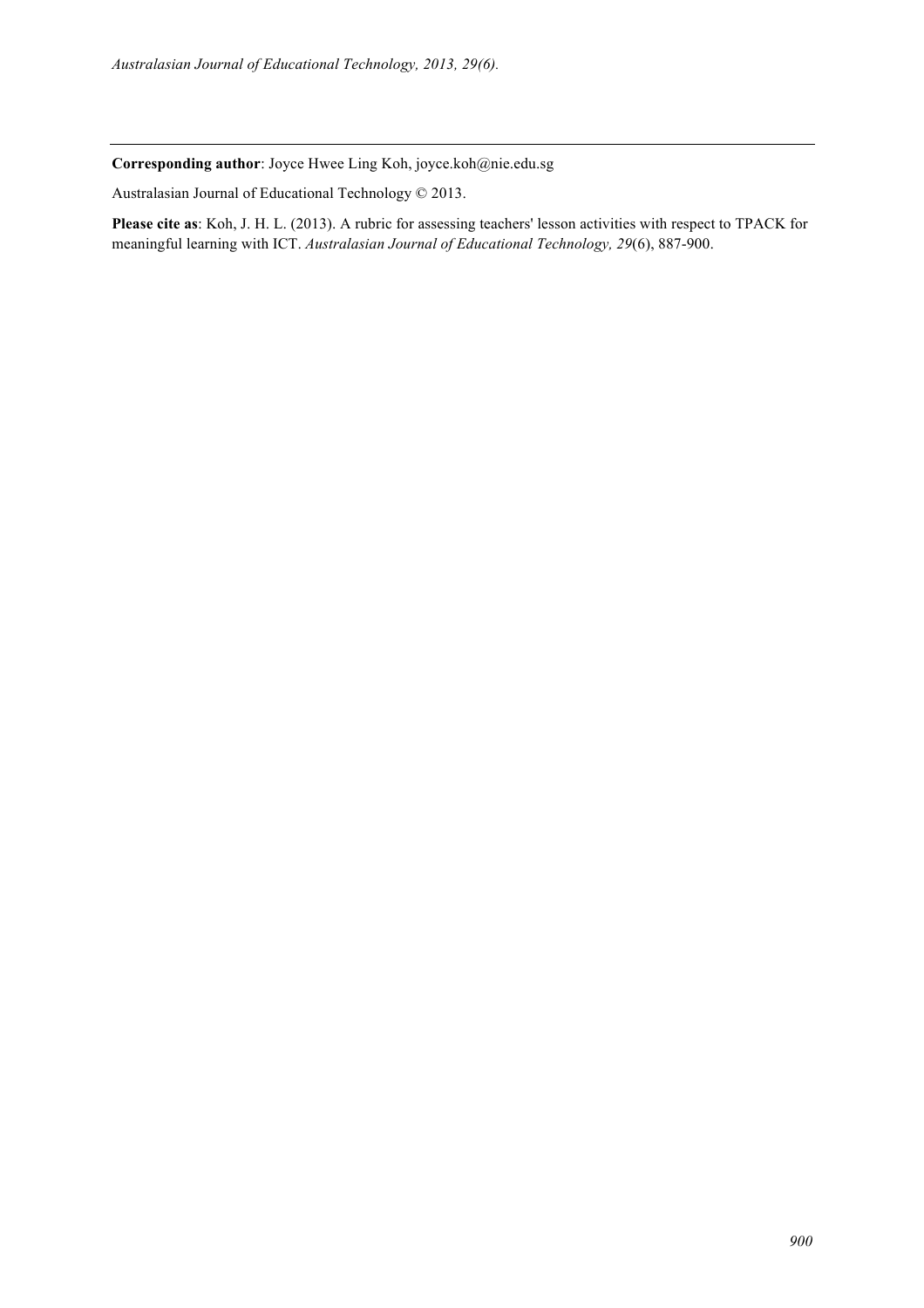**Corresponding author**: Joyce Hwee Ling Koh, joyce.koh@nie.edu.sg

Australasian Journal of Educational Technology © 2013.

**Please cite as**: Koh, J. H. L. (2013). A rubric for assessing teachers' lesson activities with respect to TPACK for meaningful learning with ICT. *Australasian Journal of Educational Technology, 29*(6), 887-900.